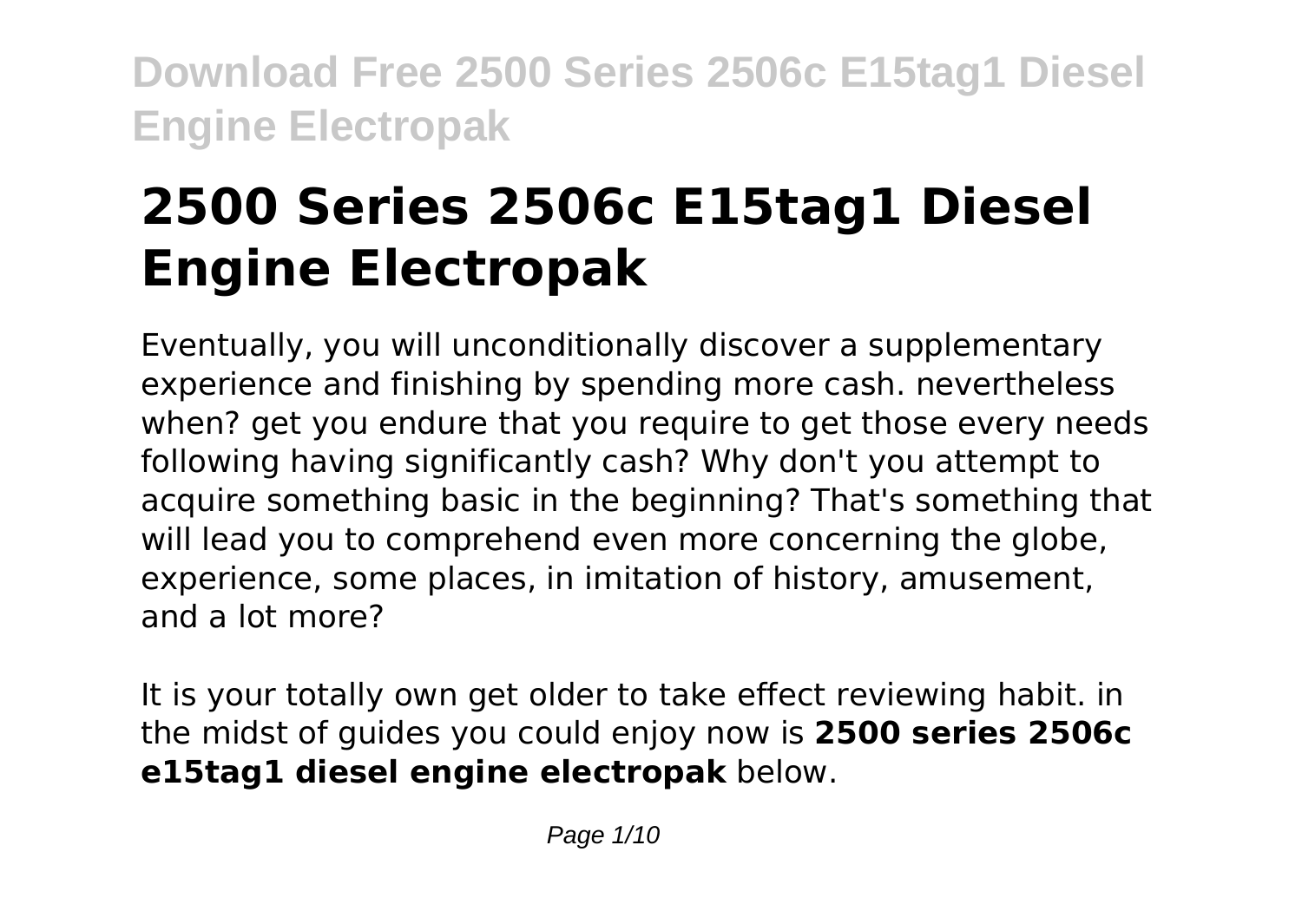# 2500 Series 2506c E15tag1 Diesel Engine Electropak

Eventually, you will unconditionally discover a supplementary experience and finishing by spending more cash. nevertheless when? get you endure that you require to get those every needs following having significantly cash? Why don't you attempt to acquire something basic in the beginning? That's something that will lead you to comprehend even more concerning the globe, experience, some places, in imitation of history, amusement, and a lot more?

It is your totally own get older to take effect reviewing habit. in the midst of guides you could enjoy now is **2500 series 2506c e15tag1 diesel engine electropak** below.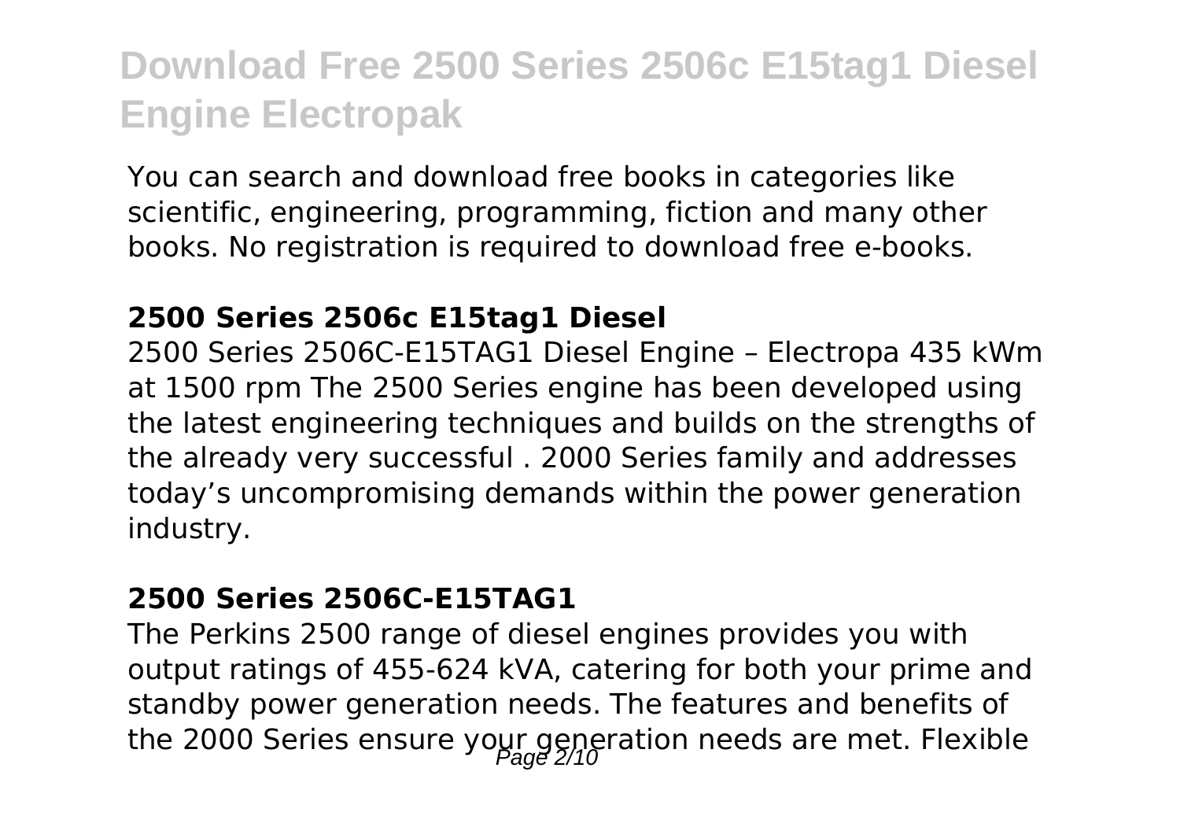# Download Free 2500 Series 2506c E15tag1 Diesel Engine Electropak

You can search and download free books in categories like scientific, engineering, programming, fiction and many other books. No registration is required to download free e-books.

### 2500 Series 2506c E15tag1 Diesel

2500 Series 2506C-E15TAG1 Diesel Engine – Electropa 435 kWm at 1500 rpm The 2500 Series engine has been developed using the latest engineering techniques and builds on the strengths of the already very successful . 2000 Series family and addresses today's uncompromising demands within the power generation industry.

### 2500 Series 2506C-E15TAG1

The Perkins 2500 range of diesel engines provides you with output ratings of 455-624 kVA, catering for both your prime and standby power generation needs. The features and benefits of the 2000 Series ensure your generation needs are met. Flexible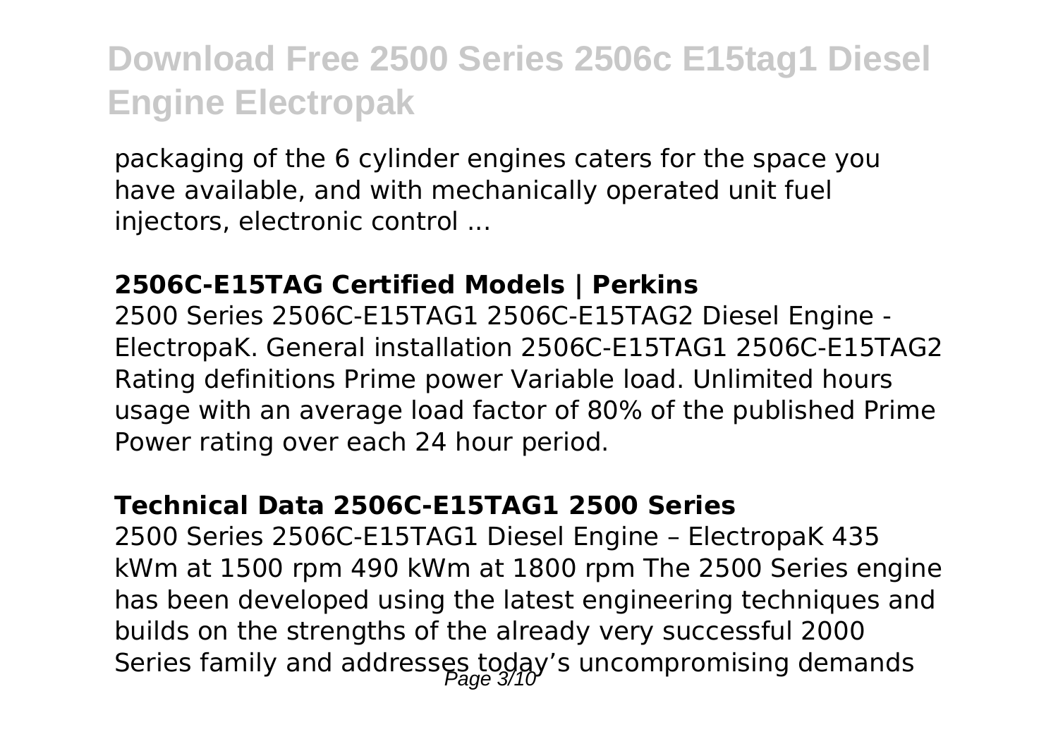packaging of the 6 cylinder engines caters for the space you have available, and with mechanically operated unit fuel injectors, electronic control ...

### 2506C-E15TAG Certified Models | Perkins

2500 Series 2506C-E15TAG1 2506C-E15TAG2 Diesel Engine - ElectropaK. General installation 2506C-E15TAG1 2506C-E15TAG2 Rating definitions Prime power Variable load. Unlimited hours usage with an average load factor of 80% of the published Prime Power rating over each 24 hour period.

### Technical Data 2506C-E15TAG1 2500 Series

2500 Series 2506C-E15TAG1 Diesel Engine – ElectropaK 435 kWm at 1500 rpm 490 kWm at 1800 rpm The 2500 Series engine has been developed using the latest engineering techniques and builds on the strengths of the already very successful 2000 Series family and addresses today's uncompromising demands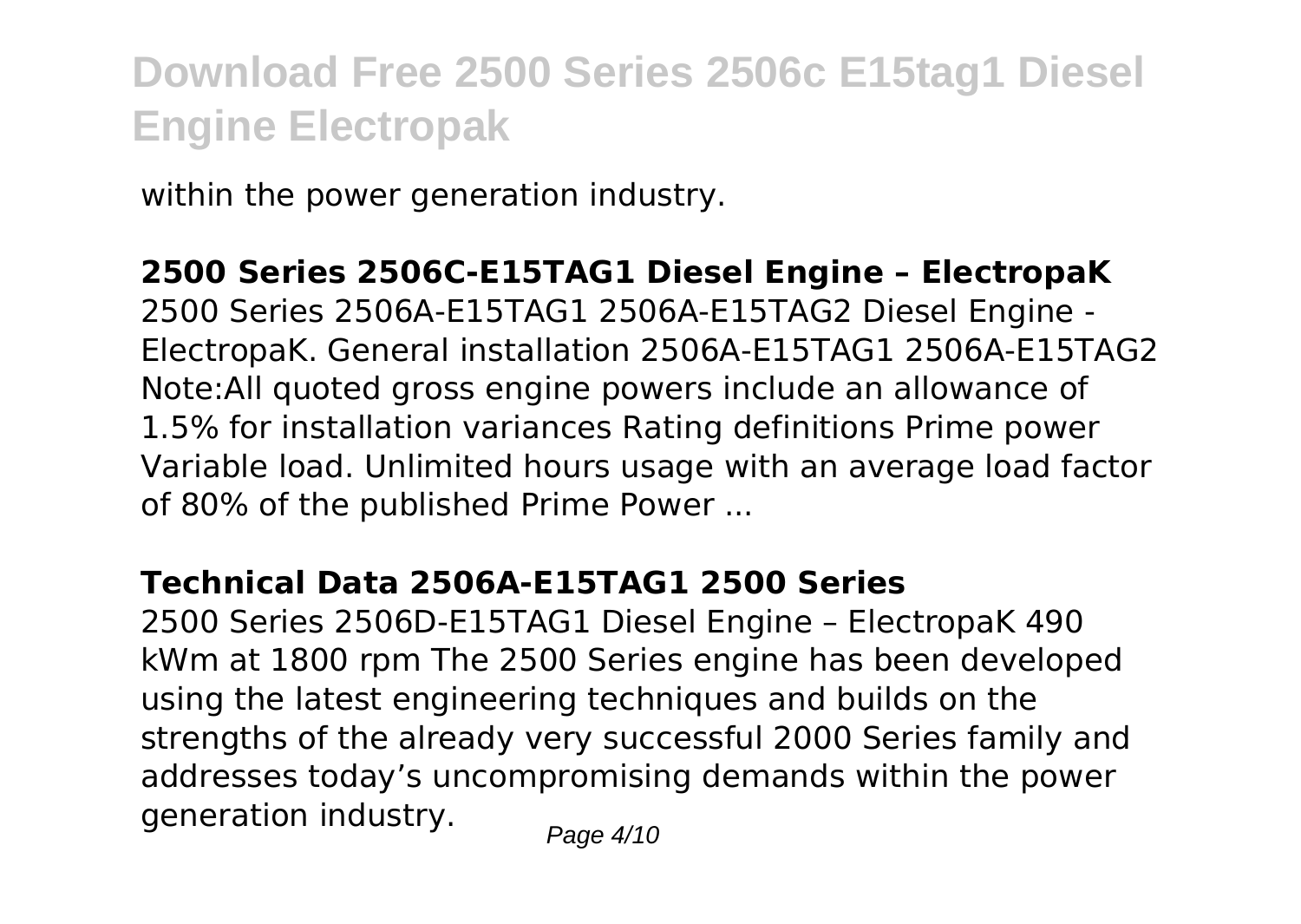within the power generation industry.

## 2500 Series 2506C-E15TAG1 Diesel Engine – ElectropaK

2500 Series 2506A-E15TAG1 2506A-E15TAG2 Diesel Engine - ElectropaK. General installation 2506A-E15TAG1 2506A-E15TAG2 Note:All quoted gross engine powers include an allowance of 1.5% for installation variances Rating definitions Prime power Variable load. Unlimited hours usage with an average load factor of 80% of the published Prime Power ...

## Technical Data 2506A-E15TAG1 2500 Series

2500 Series 2506D-E15TAG1 Diesel Engine – ElectropaK 490 kWm at 1800 rpm The 2500 Series engine has been developed using the latest engineering techniques and builds on the strengths of the already very successful 2000 Series family and addresses today's uncompromising demands within the power generation industry.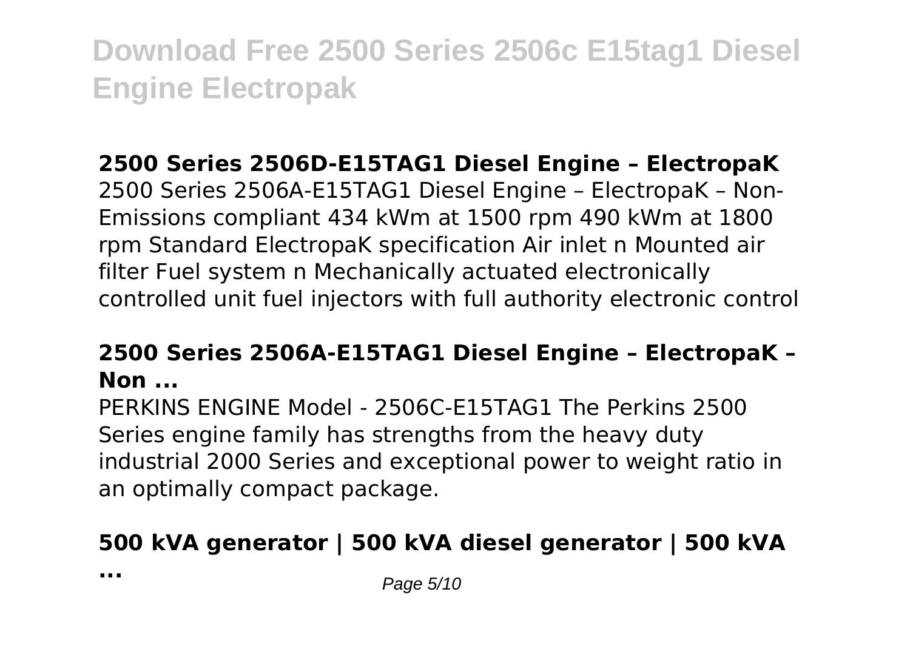**2500 Series 2506D-E15TAG1 Diesel Engine – ElectropaK**

2500 Series 2506A-E15TAG1 Diesel Engine – ElectropaK – Non-Emissions compliant 434 kWm at 1500 rpm 490 kWm at 1800 rpm Standard ElectropaK specification Air inlet n Mounted air filter Fuel system n Mechanically actuated electronically controlled unit fuel injectors with full authority electronic control

**2500 Series 2506A-E15TAG1 Diesel Engine – ElectropaK – Non ...**

PERKINS ENGINE Model - 2506C-E15TAG1 The Perkins 2500 Series engine family has strengths from the heavy duty industrial 2000 Series and exceptional power to weight ratio in an optimally compact package.

**500 kVA generator | 500 kVA diesel generator | 500 kVA ...**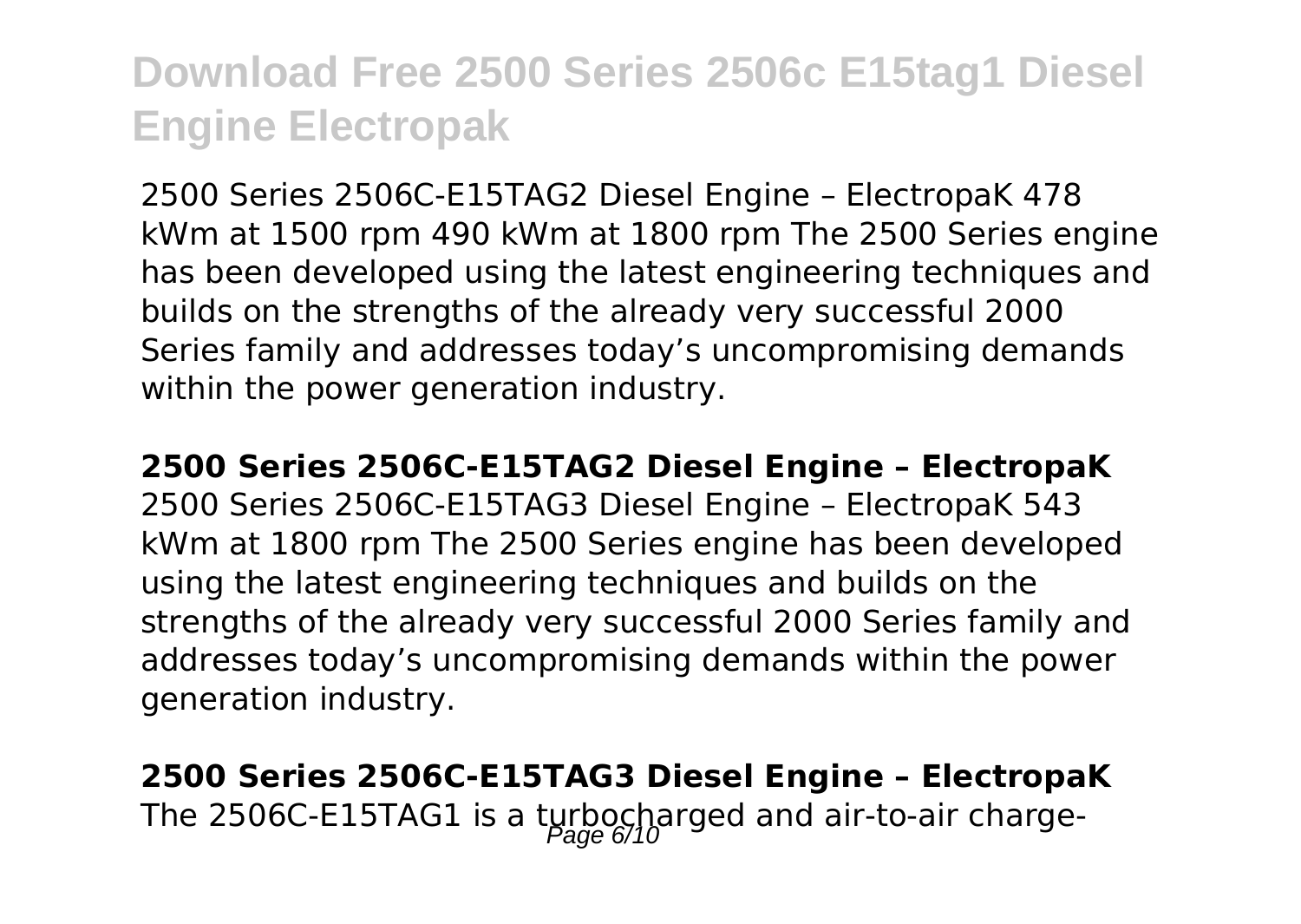2500 Series 2506C-E15TAG2 Diesel Engine – ElectropaK 478 kWm at 1500 rpm 490 kWm at 1800 rpm The 2500 Series engine has been developed using the latest engineering techniques and builds on the strengths of the already very successful 2000 Series family and addresses today's uncompromising demands within the power generation industry.

**2500 Series 2506C-E15TAG2 Diesel Engine – ElectropaK**

2500 Series 2506C-E15TAG3 Diesel Engine – ElectropaK 543 kWm at 1800 rpm The 2500 Series engine has been developed using the latest engineering techniques and builds on the strengths of the already very successful 2000 Series family and addresses today's uncompromising demands within the power generation industry.

**2500 Series 2506C-E15TAG3 Diesel Engine – ElectropaK**

The 2506C-E15TAG1 is a turbocharged and air-to-air charge-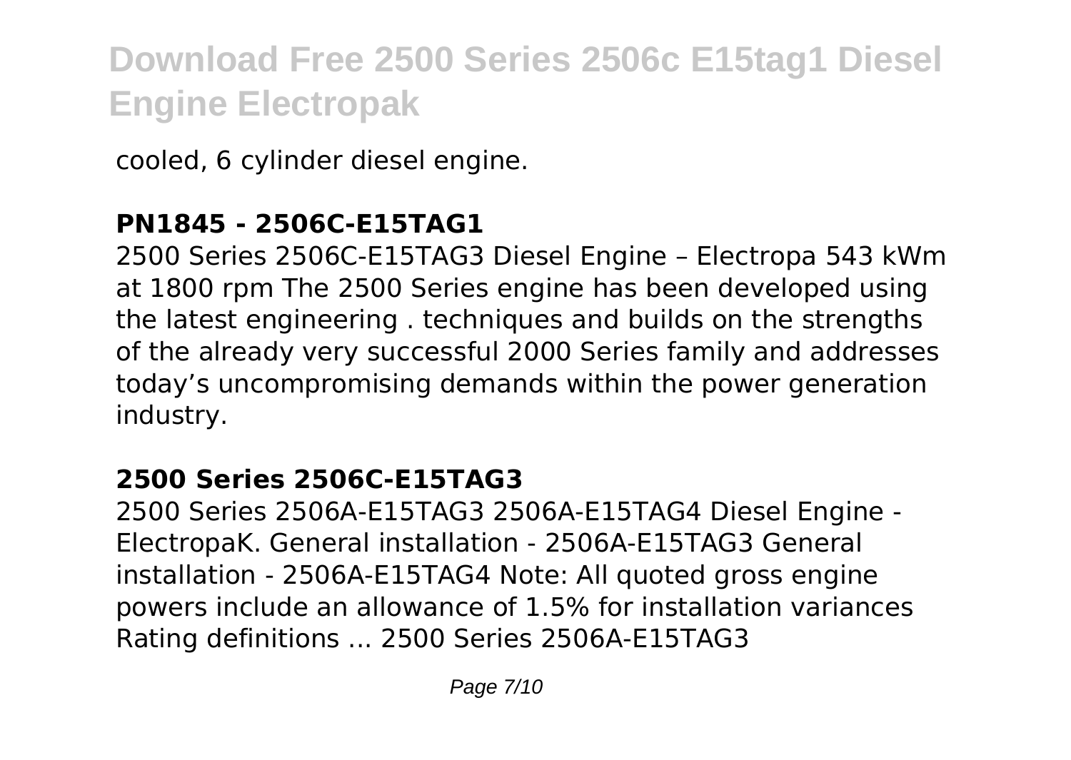cooled, 6 cylinder diesel engine.

**PN1845 - 2506C-E15TAG1**

2500 Series 2506C-E15TAG3 Diesel Engine – Electropa 543 kWm at 1800 rpm The 2500 Series engine has been developed using the latest engineering . techniques and builds on the strengths of the already very successful 2000 Series family and addresses today's uncompromising demands within the power generation industry.

**2500 Series 2506C-E15TAG3**

2500 Series 2506A-E15TAG3 2506A-E15TAG4 Diesel Engine - ElectropaK. General installation - 2506A-E15TAG3 General installation - 2506A-E15TAG4 Note: All quoted gross engine powers include an allowance of 1.5% for installation variances Rating definitions ... 2500 Series 2506A-E15TAG3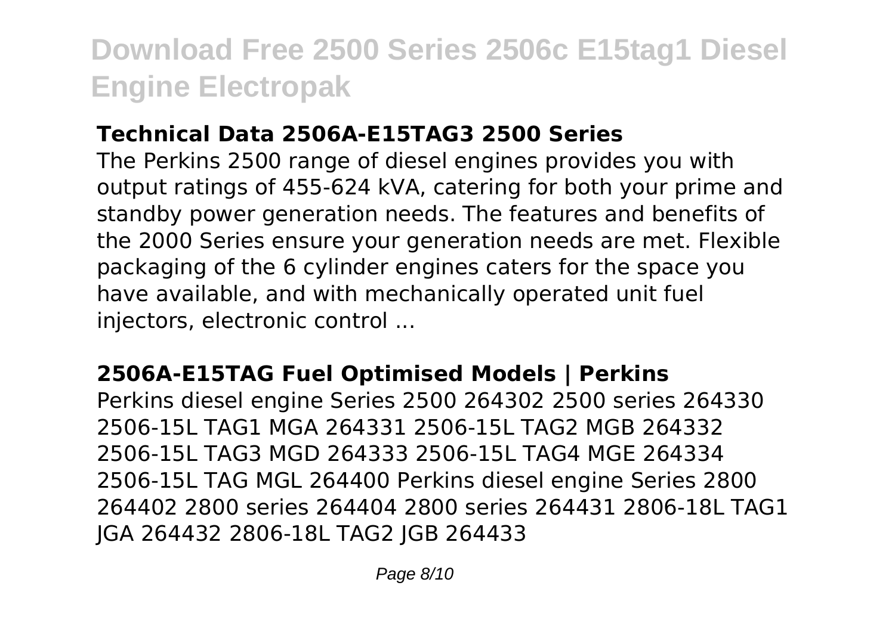### Technical Data 2506A-E15TAG3 2500 Series

The Perkins 2500 range of diesel engines provides you with output ratings of 455-624 kVA, catering for both your prime and standby power generation needs. The features and benefits of the 2000 Series ensure your generation needs are met. Flexible packaging of the 6 cylinder engines caters for the space you have available, and with mechanically operated unit fuel injectors, electronic control ...

### 2506A-E15TAG Fuel Optimised Models | Perkins

Perkins diesel engine Series 2500 264302 2500 series 264330 2506-15L TAG1 MGA 264331 2506-15L TAG2 MGB 264332 2506-15L TAG3 MGD 264333 2506-15L TAG4 MGE 264334 2506-15L TAG MGL 264400 Perkins diesel engine Series 2800 264402 2800 series 264404 2800 series 264431 2806-18L TAG1 JGA 264432 2806-18L TAG2 JGB 264433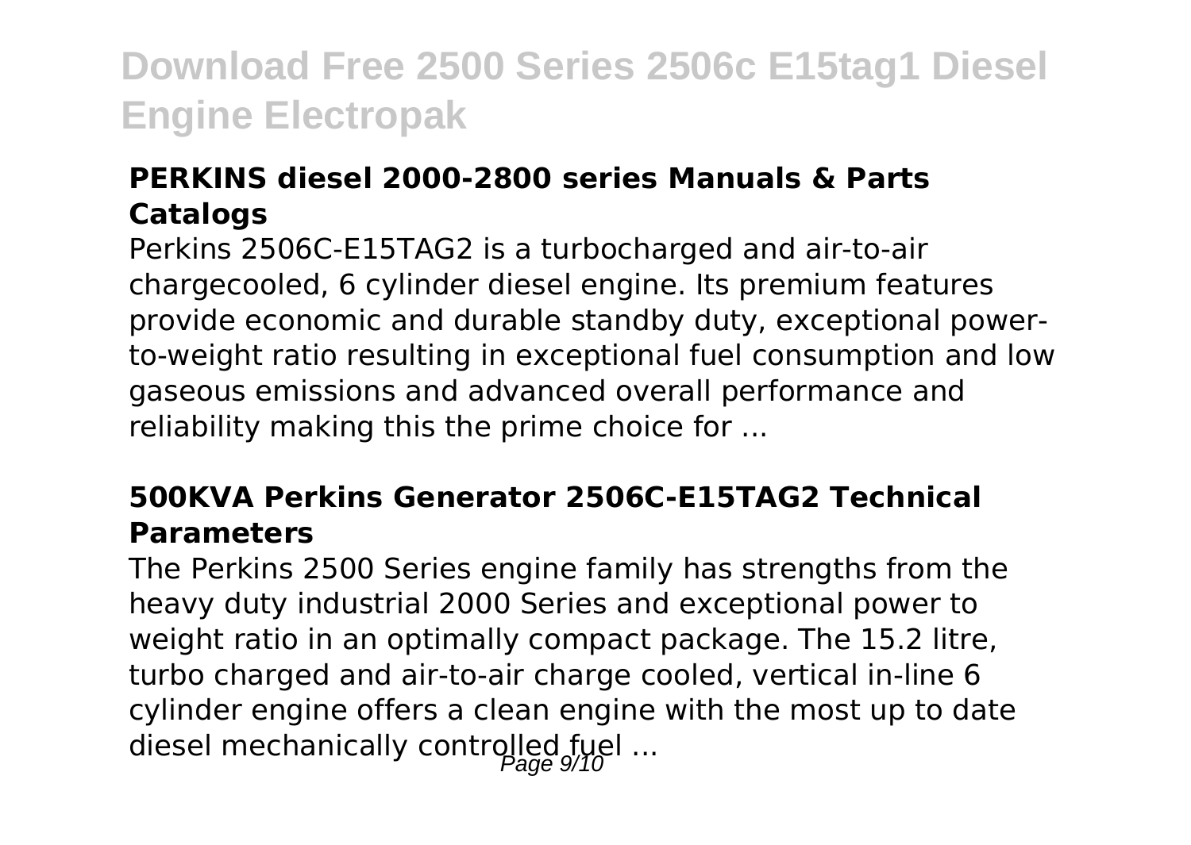### PERKINS diesel 2000-2800 series Manuals & Parts Catalogs

Perkins 2506C-E15TAG2 is a turbocharged and air-to-air chargecooled, 6 cylinder diesel engine. Its premium features provide economic and durable standby duty, exceptional power-to-weight ratio resulting in exceptional fuel consumption and low gaseous emissions and advanced overall performance and reliability making this the prime choice for ...

### 500KVA Perkins Generator 2506C-E15TAG2 Technical Parameters

The Perkins 2500 Series engine family has strengths from the heavy duty industrial 2000 Series and exceptional power to weight ratio in an optimally compact package. The 15.2 litre, turbo charged and air-to-air charge cooled, vertical in-line 6 cylinder engine offers a clean engine with the most up to date diesel mechanically controlled fuel ...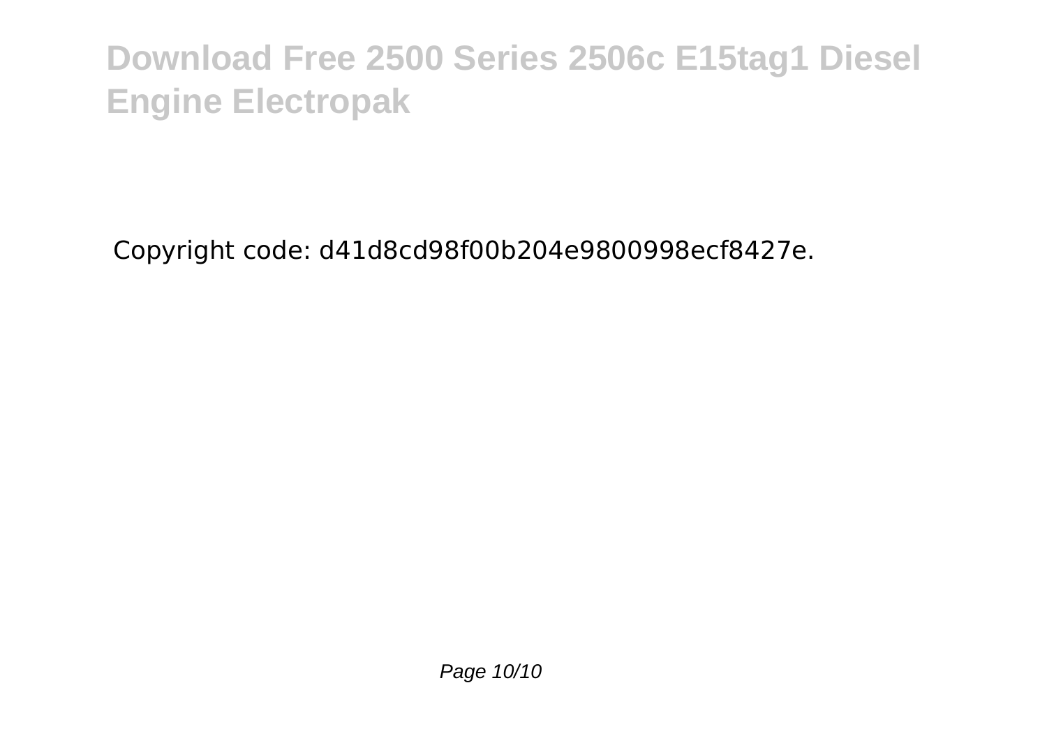Copyright code: d41d8cd98f00b204e9800998ecf8427e.